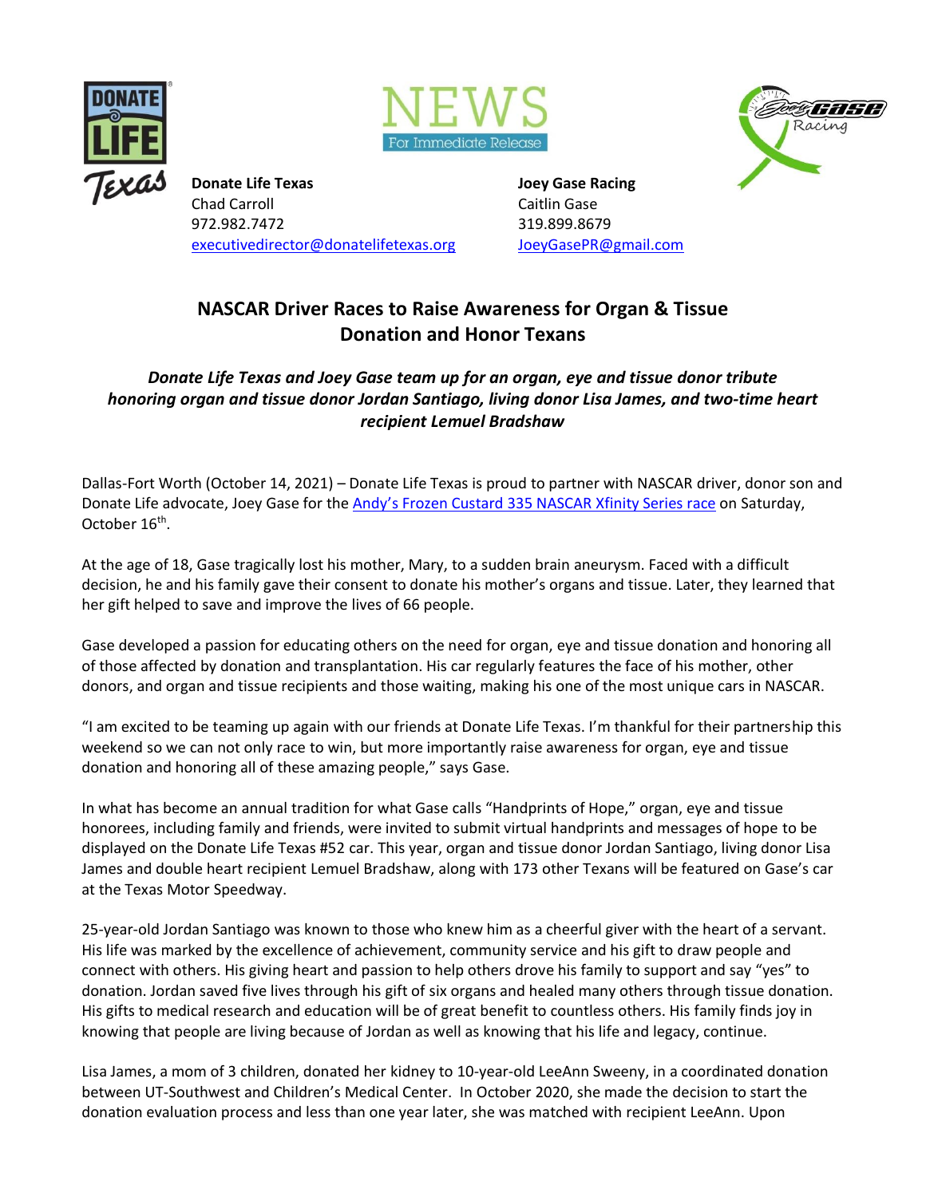**Donate Life Texas**
Chad Carroll
972.982.7472
executivedirector@donatelifetexas.org

**Joey Gase Racing**
Caitlin Gase
319.899.8679
JoeyGasePR@gmail.com

NEWS
For Immediate Release

## NASCAR Driver Races to Raise Awareness for Organ & Tissue Donation and Honor Texans

***Donate Life Texas and Joey Gase team up for an organ, eye and tissue donor tribute honoring organ and tissue donor Jordan Santiago, living donor Lisa James, and two-time heart recipient Lemuel Bradshaw***

Dallas-Fort Worth (October 14, 2021) – Donate Life Texas is proud to partner with NASCAR driver, donor son and Donate Life advocate, Joey Gase for the Andy's Frozen Custard 335 NASCAR Xfinity Series race on Saturday, October 16th.

At the age of 18, Gase tragically lost his mother, Mary, to a sudden brain aneurysm. Faced with a difficult decision, he and his family gave their consent to donate his mother's organs and tissue. Later, they learned that her gift helped to save and improve the lives of 66 people.

Gase developed a passion for educating others on the need for organ, eye and tissue donation and honoring all of those affected by donation and transplantation. His car regularly features the face of his mother, other donors, and organ and tissue recipients and those waiting, making his one of the most unique cars in NASCAR.

"I am excited to be teaming up again with our friends at Donate Life Texas. I'm thankful for their partnership this weekend so we can not only race to win, but more importantly raise awareness for organ, eye and tissue donation and honoring all of these amazing people," says Gase.

In what has become an annual tradition for what Gase calls "Handprints of Hope," organ, eye and tissue honorees, including family and friends, were invited to submit virtual handprints and messages of hope to be displayed on the Donate Life Texas #52 car. This year, organ and tissue donor Jordan Santiago, living donor Lisa James and double heart recipient Lemuel Bradshaw, along with 173 other Texans will be featured on Gase's car at the Texas Motor Speedway.

25-year-old Jordan Santiago was known to those who knew him as a cheerful giver with the heart of a servant. His life was marked by the excellence of achievement, community service and his gift to draw people and connect with others. His giving heart and passion to help others drove his family to support and say "yes" to donation. Jordan saved five lives through his gift of six organs and healed many others through tissue donation. His gifts to medical research and education will be of great benefit to countless others. His family finds joy in knowing that people are living because of Jordan as well as knowing that his life and legacy, continue.

Lisa James, a mom of 3 children, donated her kidney to 10-year-old LeeAnn Sweeny, in a coordinated donation between UT-Southwest and Children's Medical Center. In October 2020, she made the decision to start the donation evaluation process and less than one year later, she was matched with recipient LeeAnn. Upon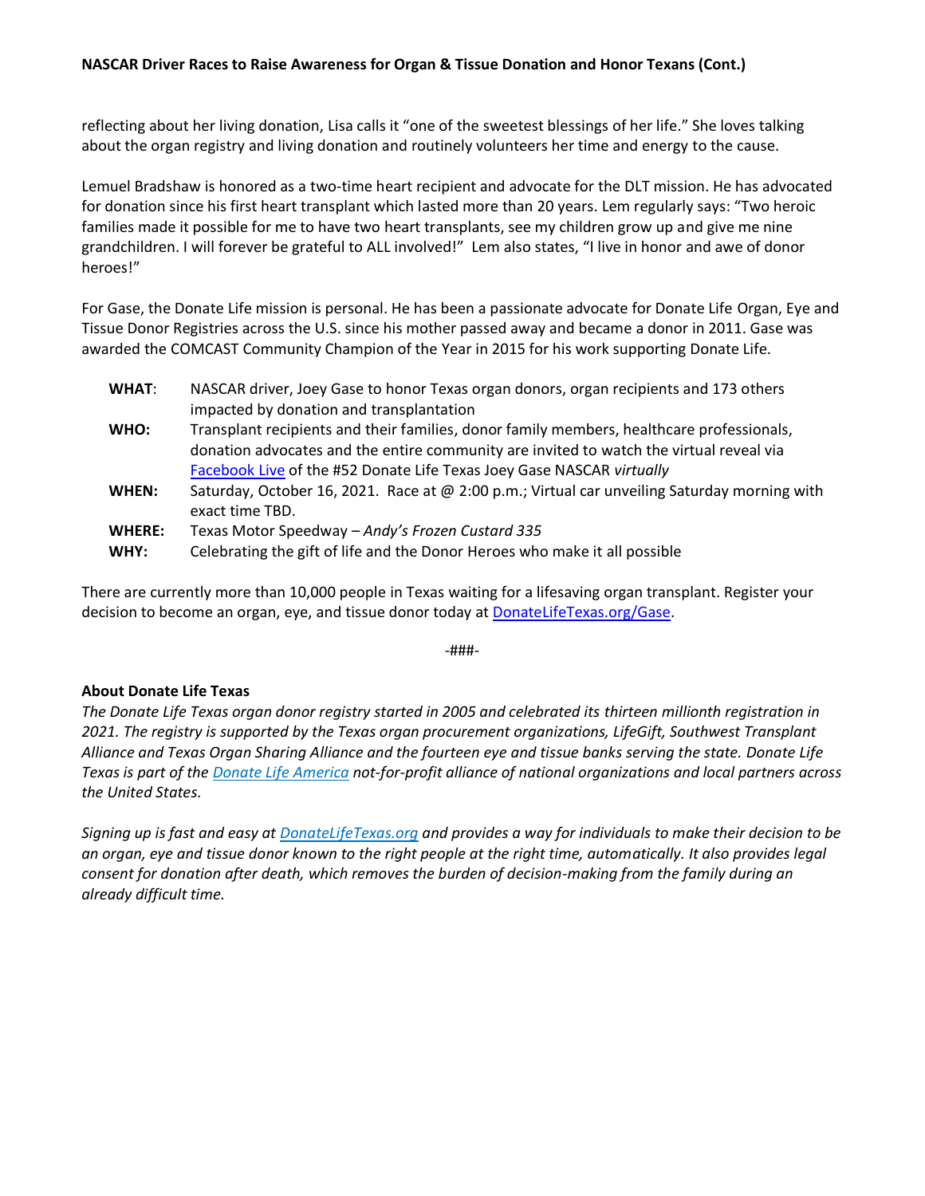reflecting about her living donation, Lisa calls it “one of the sweetest blessings of her life.” She loves talking about the organ registry and living donation and routinely volunteers her time and energy to the cause.

Lemuel Bradshaw is honored as a two-time heart recipient and advocate for the DLT mission. He has advocated for donation since his first heart transplant which lasted more than 20 years. Lem regularly says: “Two heroic families made it possible for me to have two heart transplants, see my children grow up and give me nine grandchildren. I will forever be grateful to ALL involved!” Lem also states, “I live in honor and awe of donor heroes!”

For Gase, the Donate Life mission is personal. He has been a passionate advocate for Donate Life Organ, Eye and Tissue Donor Registries across the U.S. since his mother passed away and became a donor in 2011. Gase was awarded the COMCAST Community Champion of the Year in 2015 for his work supporting Donate Life.

| | |
|---|---|
| **WHAT**: | NASCAR driver, Joey Gase to honor Texas organ donors, organ recipients and 173 others impacted by donation and transplantation |
| **WHO:** | Transplant recipients and their families, donor family members, healthcare professionals, donation advocates and the entire community are invited to watch the virtual reveal via Facebook Live of the #52 Donate Life Texas Joey Gase NASCAR *virtually* |
| **WHEN:** | Saturday, October 16, 2021. Race at @ 2:00 p.m.; Virtual car unveiling Saturday morning with exact time TBD. |
| **WHERE:** | Texas Motor Speedway – *Andy's Frozen Custard 335* |
| **WHY:** | Celebrating the gift of life and the Donor Heroes who make it all possible |

There are currently more than 10,000 people in Texas waiting for a lifesaving organ transplant. Register your decision to become an organ, eye, and tissue donor today at DonateLifeTexas.org/Gase.

-###-

**About Donate Life Texas**

*The Donate Life Texas organ donor registry started in 2005 and celebrated its thirteen millionth registration in 2021. The registry is supported by the Texas organ procurement organizations, LifeGift, Southwest Transplant Alliance and Texas Organ Sharing Alliance and the fourteen eye and tissue banks serving the state. Donate Life Texas is part of the Donate Life America not-for-profit alliance of national organizations and local partners across the United States.*

*Signing up is fast and easy at DonateLifeTexas.org and provides a way for individuals to make their decision to be an organ, eye and tissue donor known to the right people at the right time, automatically. It also provides legal consent for donation after death, which removes the burden of decision-making from the family during an already difficult time.*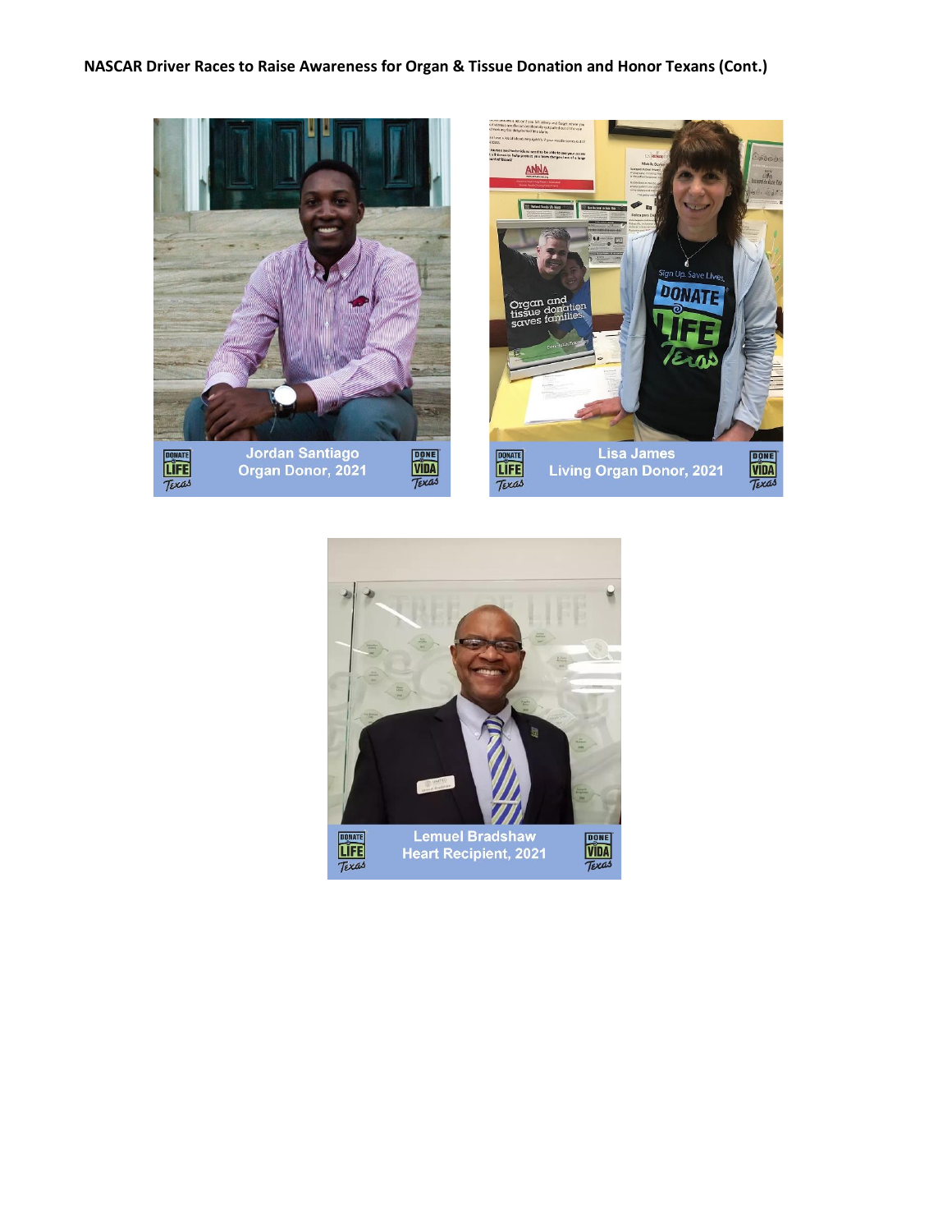**NASCAR Driver Races to Raise Awareness for Organ & Tissue Donation and Honor Texans (Cont.)**

Jordan Santiago
Organ Donor, 2021

Lisa James
Living Organ Donor, 2021

Lemuel Bradshaw
Heart Recipient, 2021